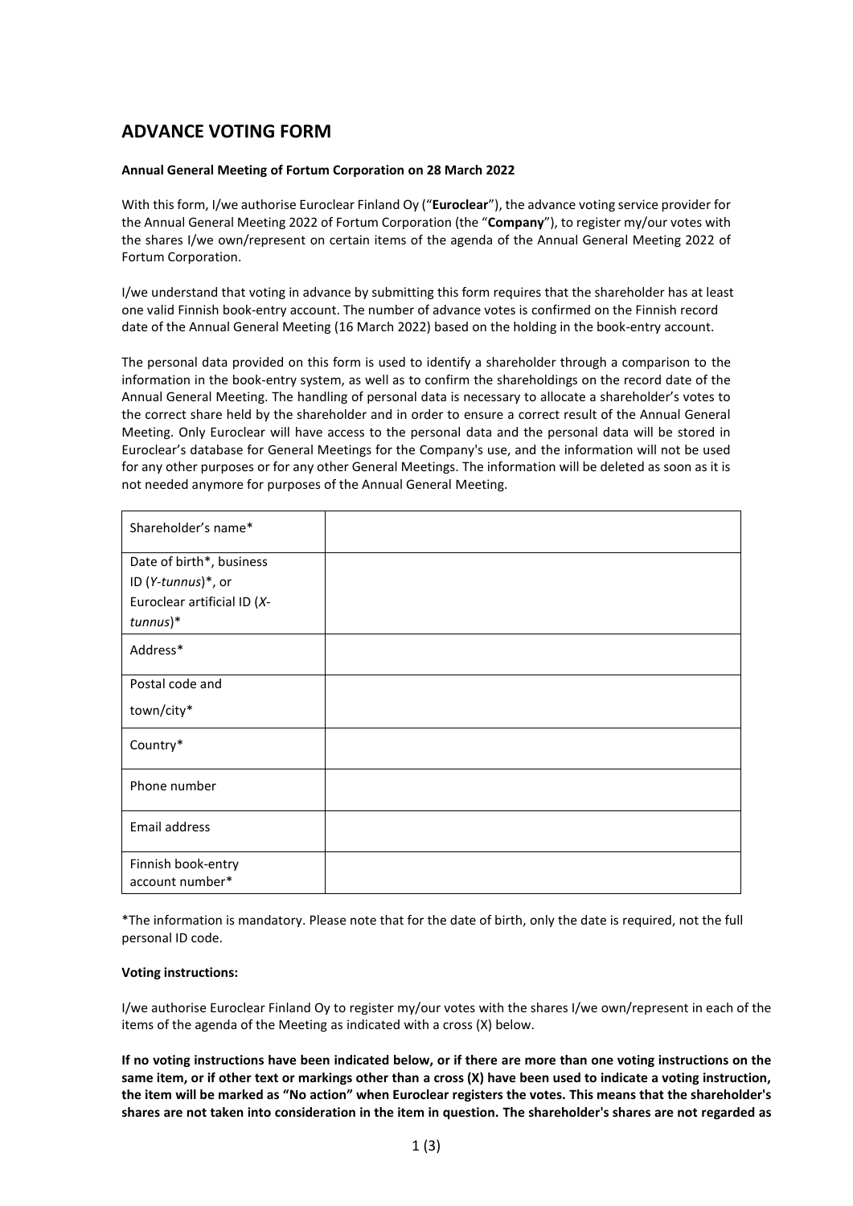# ADVANCE VOTING FORM

**Annual General Meeting of Fortum Corporation on 28 March 2022**

With this form, I/we authorise Euroclear Finland Oy ("**Euroclear**"), the advance voting service provider for the Annual General Meeting 2022 of Fortum Corporation (the "**Company**"), to register my/our votes with the shares I/we own/represent on certain items of the agenda of the Annual General Meeting 2022 of Fortum Corporation.

I/we understand that voting in advance by submitting this form requires that the shareholder has at least one valid Finnish book-entry account. The number of advance votes is confirmed on the Finnish record date of the Annual General Meeting (16 March 2022) based on the holding in the book-entry account.

The personal data provided on this form is used to identify a shareholder through a comparison to the information in the book-entry system, as well as to confirm the shareholdings on the record date of the Annual General Meeting. The handling of personal data is necessary to allocate a shareholder's votes to the correct share held by the shareholder and in order to ensure a correct result of the Annual General Meeting. Only Euroclear will have access to the personal data and the personal data will be stored in Euroclear's database for General Meetings for the Company's use, and the information will not be used for any other purposes or for any other General Meetings. The information will be deleted as soon as it is not needed anymore for purposes of the Annual General Meeting.

| Shareholder's name* | |
|---|---|
| Date of birth*, business ID (*Y-tunnus*)*, or Euroclear artificial ID (*X-tunnus*)* | |
| Address* | |
| Postal code and town/city* | |
| Country* | |
| Phone number | |
| Email address | |
| Finnish book-entry account number* | |

*The information is mandatory. Please note that for the date of birth, only the date is required, not the full personal ID code.

**Voting instructions:**

I/we authorise Euroclear Finland Oy to register my/our votes with the shares I/we own/represent in each of the items of the agenda of the Meeting as indicated with a cross (X) below.

**If no voting instructions have been indicated below, or if there are more than one voting instructions on the same item, or if other text or markings other than a cross (X) have been used to indicate a voting instruction, the item will be marked as "No action" when Euroclear registers the votes. This means that the shareholder's shares are not taken into consideration in the item in question. The shareholder's shares are not regarded as**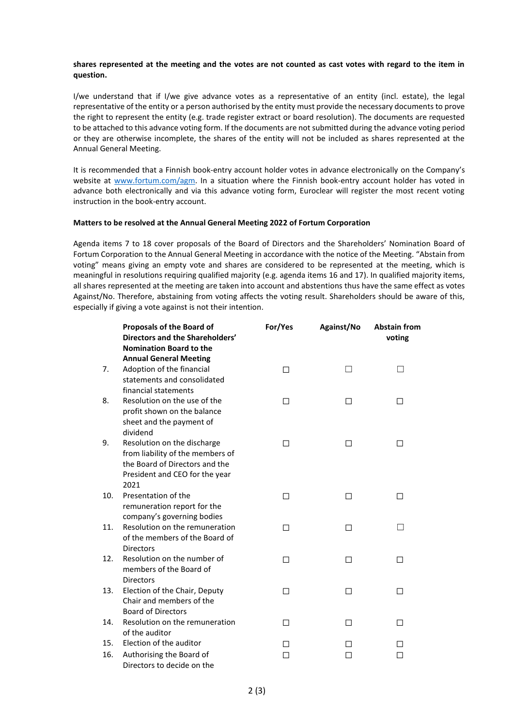**shares represented at the meeting and the votes are not counted as cast votes with regard to the item in question.**

I/we understand that if I/we give advance votes as a representative of an entity (incl. estate), the legal representative of the entity or a person authorised by the entity must provide the necessary documents to prove the right to represent the entity (e.g. trade register extract or board resolution). The documents are requested to be attached to this advance voting form. If the documents are not submitted during the advance voting period or they are otherwise incomplete, the shares of the entity will not be included as shares represented at the Annual General Meeting.

It is recommended that a Finnish book-entry account holder votes in advance electronically on the Company's website at www.fortum.com/agm. In a situation where the Finnish book-entry account holder has voted in advance both electronically and via this advance voting form, Euroclear will register the most recent voting instruction in the book-entry account.

**Matters to be resolved at the Annual General Meeting 2022 of Fortum Corporation**

Agenda items 7 to 18 cover proposals of the Board of Directors and the Shareholders' Nomination Board of Fortum Corporation to the Annual General Meeting in accordance with the notice of the Meeting. "Abstain from voting" means giving an empty vote and shares are considered to be represented at the meeting, which is meaningful in resolutions requiring qualified majority (e.g. agenda items 16 and 17). In qualified majority items, all shares represented at the meeting are taken into account and abstentions thus have the same effect as votes Against/No. Therefore, abstaining from voting affects the voting result. Shareholders should be aware of this, especially if giving a vote against is not their intention.

| | **Proposals of the Board of Directors and the Shareholders' Nomination Board to the Annual General Meeting** | **For/Yes** | **Against/No** | **Abstain from voting** |
|---|---|---|---|---|
| 7. | Adoption of the financial statements and consolidated financial statements | ☐ | ☐ | ☐ |
| 8. | Resolution on the use of the profit shown on the balance sheet and the payment of dividend | ☐ | ☐ | ☐ |
| 9. | Resolution on the discharge from liability of the members of the Board of Directors and the President and CEO for the year 2021 | ☐ | ☐ | ☐ |
| 10. | Presentation of the remuneration report for the company's governing bodies | ☐ | ☐ | ☐ |
| 11. | Resolution on the remuneration of the members of the Board of Directors | ☐ | ☐ | ☐ |
| 12. | Resolution on the number of members of the Board of Directors | ☐ | ☐ | ☐ |
| 13. | Election of the Chair, Deputy Chair and members of the Board of Directors | ☐ | ☐ | ☐ |
| 14. | Resolution on the remuneration of the auditor | ☐ | ☐ | ☐ |
| 15. | Election of the auditor | ☐ | ☐ | ☐ |
| 16. | Authorising the Board of Directors to decide on the | ☐ | ☐ | ☐ |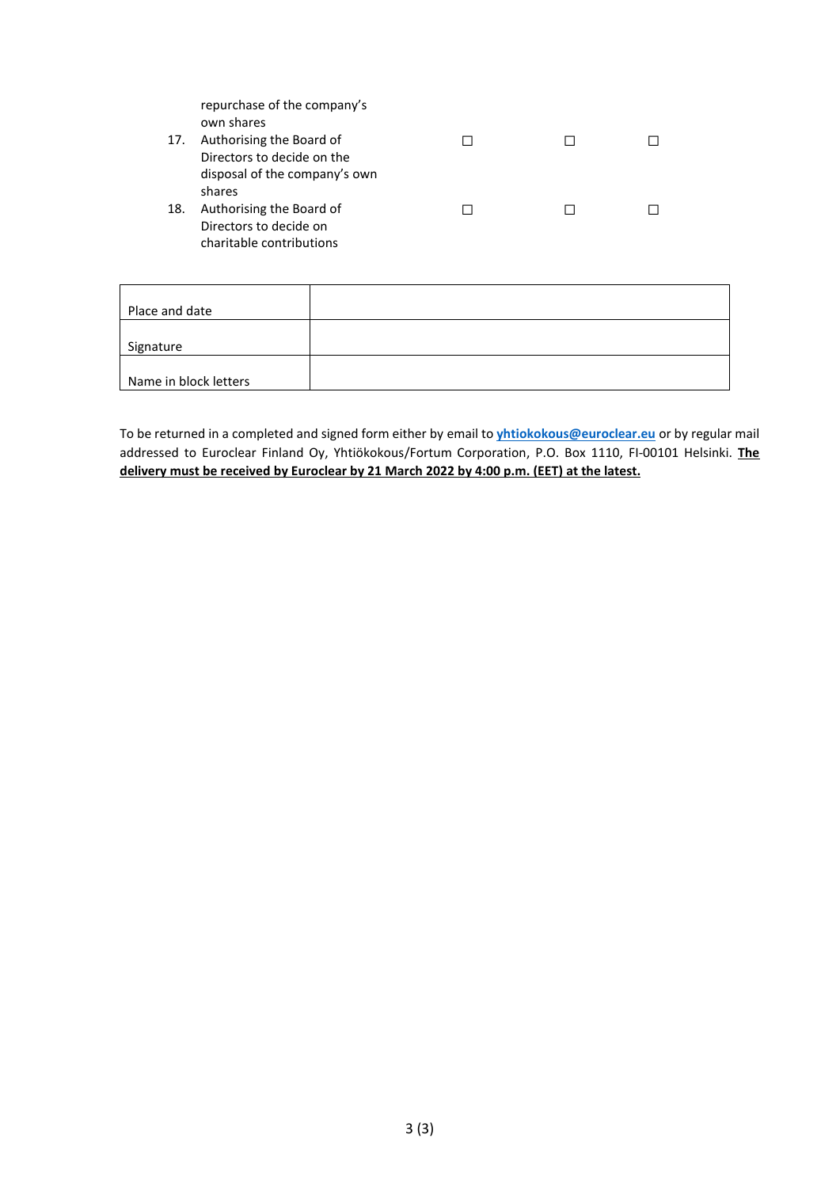| | | | |
|---|---|---|---|
| repurchase of the company's own shares | | | |
| 17. Authorising the Board of Directors to decide on the disposal of the company's own shares | ☐ | ☐ | ☐ |
| 18. Authorising the Board of Directors to decide on charitable contributions | ☐ | ☐ | ☐ |

| | |
|---|---|
| Place and date | |
| Signature | |
| Name in block letters | |

To be returned in a completed and signed form either by email to **yhtiokokous@euroclear.eu** or by regular mail addressed to Euroclear Finland Oy, Yhtiökokous/Fortum Corporation, P.O. Box 1110, FI-00101 Helsinki. **The delivery must be received by Euroclear by 21 March 2022 by 4:00 p.m. (EET) at the latest.**